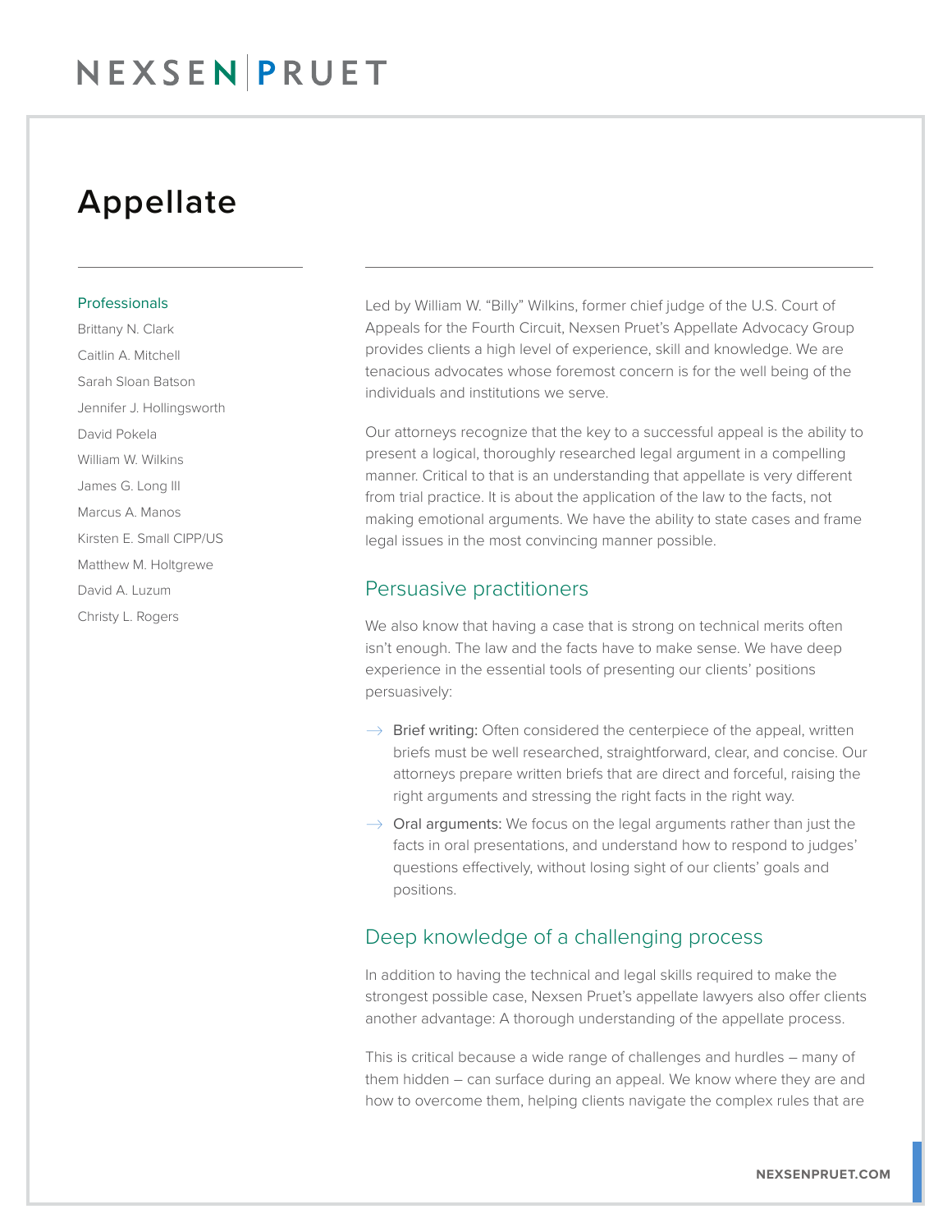# Appellate

## Professionals

Brittany N. Clark
Caitlin A. Mitchell
Sarah Sloan Batson
Jennifer J. Hollingsworth
David Pokela
William W. Wilkins
James G. Long III
Marcus A. Manos
Kirsten E. Small CIPP/US
Matthew M. Holtgrewe
David A. Luzum
Christy L. Rogers

Led by William W. "Billy" Wilkins, former chief judge of the U.S. Court of Appeals for the Fourth Circuit, Nexsen Pruet's Appellate Advocacy Group provides clients a high level of experience, skill and knowledge. We are tenacious advocates whose foremost concern is for the well being of the individuals and institutions we serve.

Our attorneys recognize that the key to a successful appeal is the ability to present a logical, thoroughly researched legal argument in a compelling manner. Critical to that is an understanding that appellate is very different from trial practice. It is about the application of the law to the facts, not making emotional arguments. We have the ability to state cases and frame legal issues in the most convincing manner possible.

## Persuasive practitioners

We also know that having a case that is strong on technical merits often isn't enough. The law and the facts have to make sense. We have deep experience in the essential tools of presenting our clients' positions persuasively:

- Brief writing: Often considered the centerpiece of the appeal, written briefs must be well researched, straightforward, clear, and concise. Our attorneys prepare written briefs that are direct and forceful, raising the right arguments and stressing the right facts in the right way.
- Oral arguments: We focus on the legal arguments rather than just the facts in oral presentations, and understand how to respond to judges' questions effectively, without losing sight of our clients' goals and positions.

## Deep knowledge of a challenging process

In addition to having the technical and legal skills required to make the strongest possible case, Nexsen Pruet's appellate lawyers also offer clients another advantage: A thorough understanding of the appellate process.

This is critical because a wide range of challenges and hurdles – many of them hidden – can surface during an appeal. We know where they are and how to overcome them, helping clients navigate the complex rules that are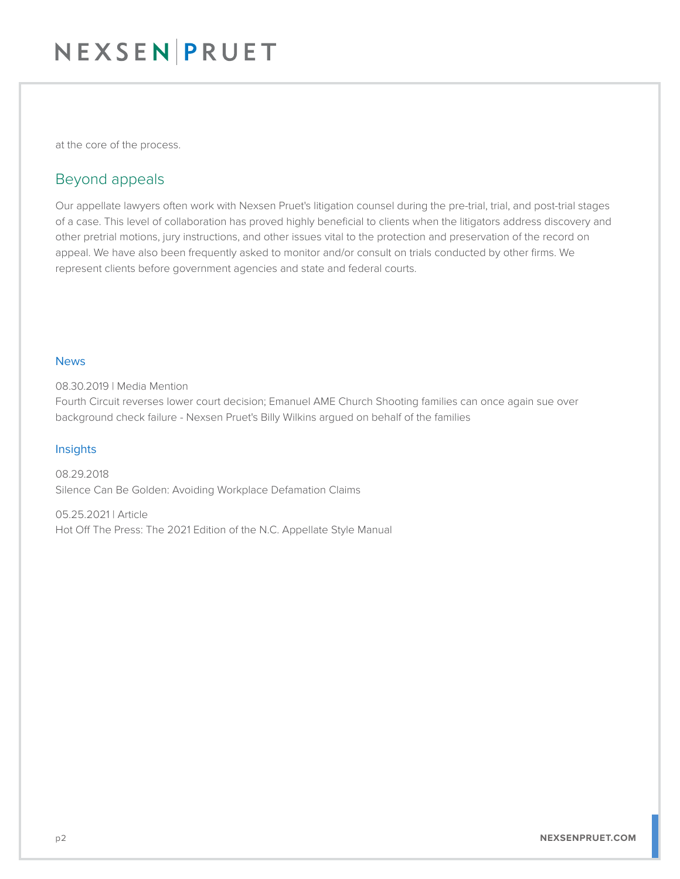at the core of the process.

## Beyond appeals

Our appellate lawyers often work with Nexsen Pruet's litigation counsel during the pre-trial, trial, and post-trial stages of a case. This level of collaboration has proved highly beneficial to clients when the litigators address discovery and other pretrial motions, jury instructions, and other issues vital to the protection and preservation of the record on appeal. We have also been frequently asked to monitor and/or consult on trials conducted by other firms. We represent clients before government agencies and state and federal courts.

### News

08.30.2019 | Media Mention
Fourth Circuit reverses lower court decision; Emanuel AME Church Shooting families can once again sue over background check failure - Nexsen Pruet's Billy Wilkins argued on behalf of the families

### Insights

08.29.2018
Silence Can Be Golden: Avoiding Workplace Defamation Claims

05.25.2021 | Article
Hot Off The Press: The 2021 Edition of the N.C. Appellate Style Manual